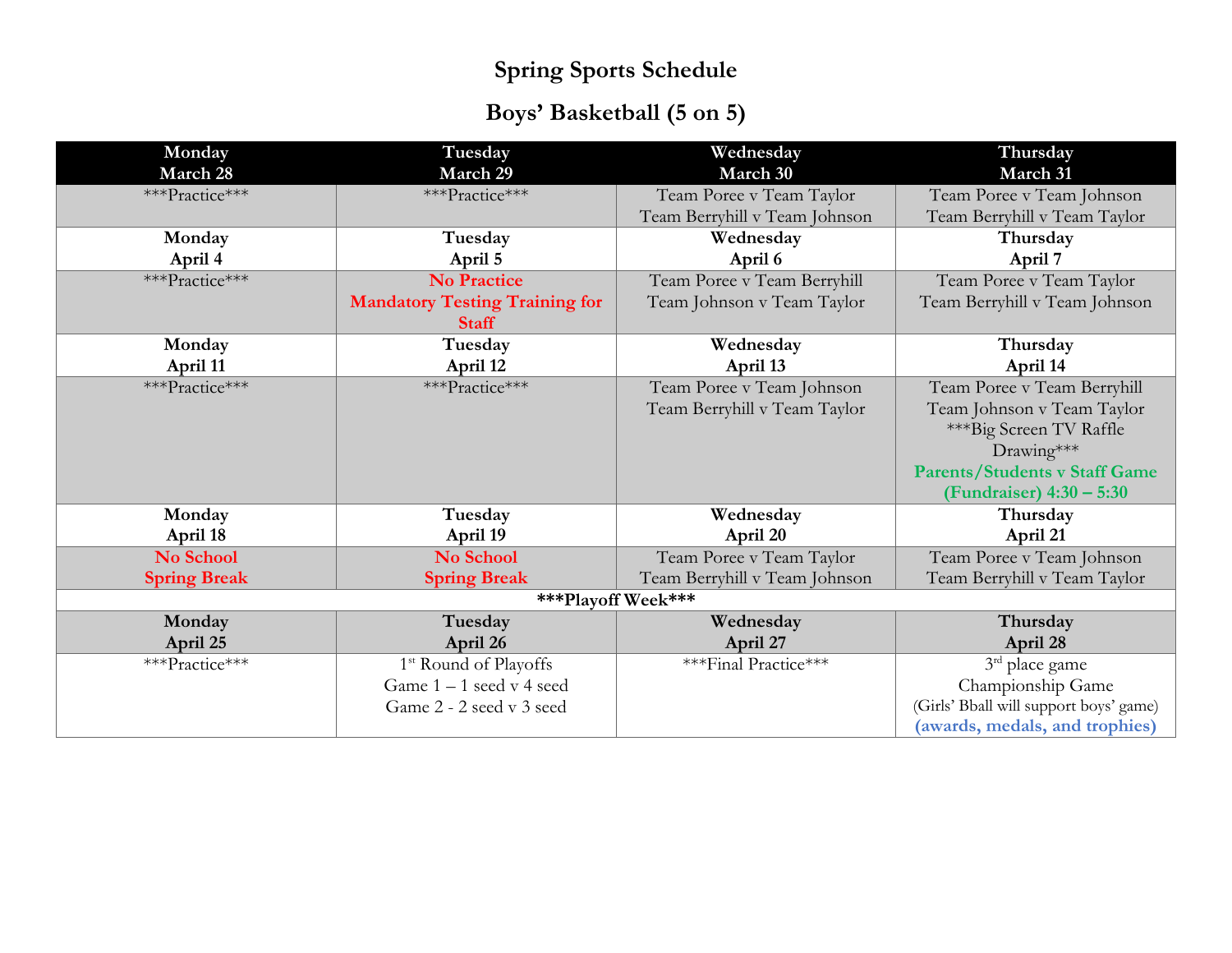# Spring Sports Schedule

## Boys' Basketball (5 on 5)

| Monday<br>March 28 | Tuesday<br>March 29 | Wednesday<br>March 30 | Thursday<br>March 31 |
|---|---|---|---|
| ***Practice*** | ***Practice*** | Team Poree v Team Taylor<br>Team Berryhill v Team Johnson | Team Poree v Team Johnson<br>Team Berryhill v Team Taylor |
| **Monday<br>April 4** | **Tuesday<br>April 5** | **Wednesday<br>April 6** | **Thursday<br>April 7** |
| ***Practice*** | **No Practice<br>Mandatory Testing Training for Staff** | Team Poree v Team Berryhill<br>Team Johnson v Team Taylor | Team Poree v Team Taylor<br>Team Berryhill v Team Johnson |
| **Monday<br>April 11** | **Tuesday<br>April 12** | **Wednesday<br>April 13** | **Thursday<br>April 14** |
| ***Practice*** | ***Practice*** | Team Poree v Team Johnson<br>Team Berryhill v Team Taylor | Team Poree v Team Berryhill<br>Team Johnson v Team Taylor<br>***Big Screen TV Raffle Drawing***<br>**Parents/Students v Staff Game (Fundraiser) 4:30 – 5:30** |
| **Monday<br>April 18** | **Tuesday<br>April 19** | **Wednesday<br>April 20** | **Thursday<br>April 21** |
| **No School<br>Spring Break** | **No School<br>Spring Break** | Team Poree v Team Taylor<br>Team Berryhill v Team Johnson | Team Poree v Team Johnson<br>Team Berryhill v Team Taylor |
| **\*\*\*Playoff Week\*\*\*** | | | |
| **Monday<br>April 25** | **Tuesday<br>April 26** | **Wednesday<br>April 27** | **Thursday<br>April 28** |
| ***Practice*** | 1st Round of Playoffs<br>Game 1 – 1 seed v 4 seed<br>Game 2 - 2 seed v 3 seed | ***Final Practice*** | 3rd place game<br>Championship Game<br>(Girls' Bball will support boys' game)<br>**(awards, medals, and trophies)** |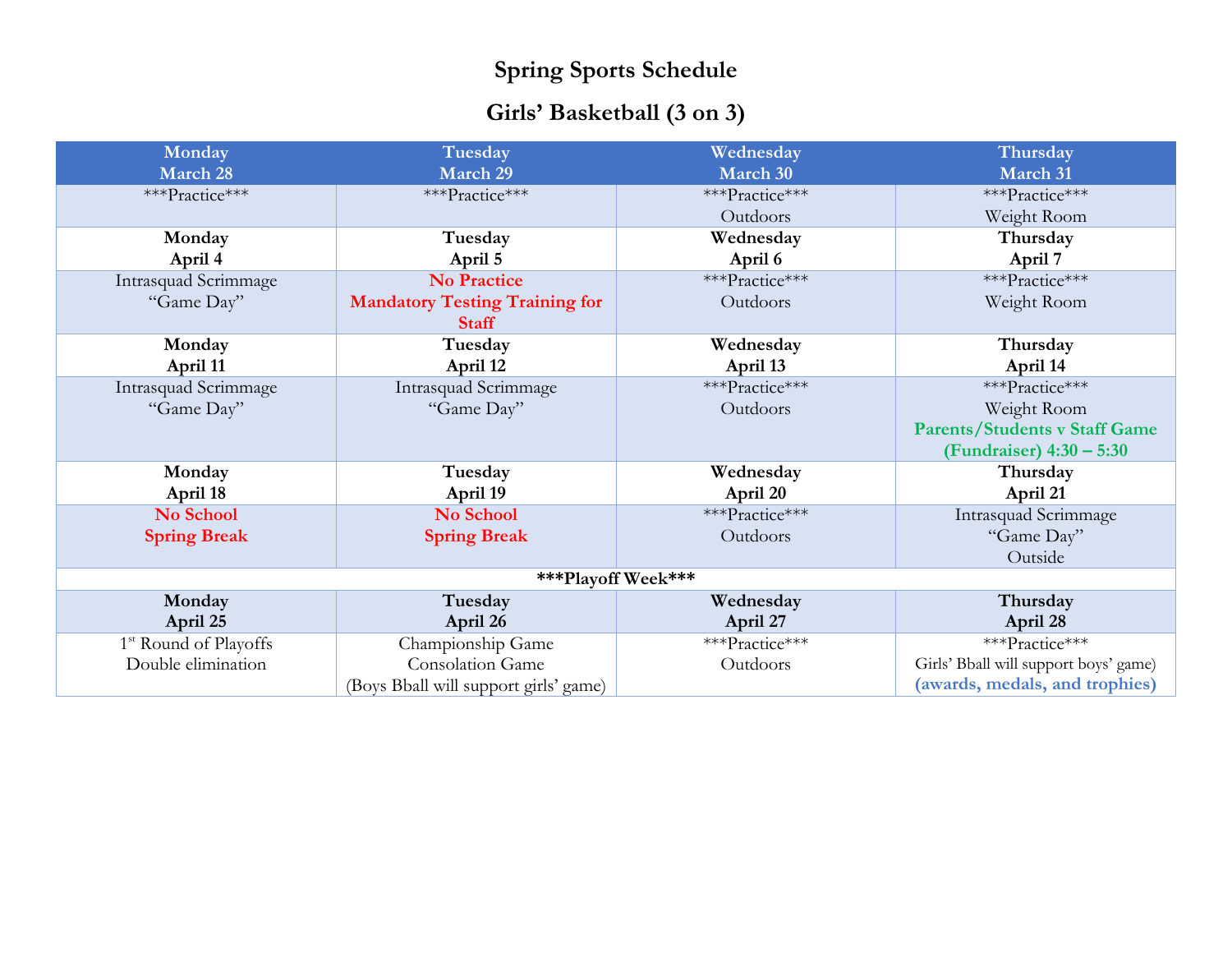# Spring Sports Schedule

## Girls' Basketball (3 on 3)

| Monday<br>March 28 | Tuesday<br>March 29 | Wednesday<br>March 30 | Thursday<br>March 31 |
|---|---|---|---|
| \*\*\*Practice\*\*\* | \*\*\*Practice\*\*\* | \*\*\*Practice\*\*\*<br>Outdoors | \*\*\*Practice\*\*\*<br>Weight Room |
| **Monday<br>April 4** | **Tuesday<br>April 5** | **Wednesday<br>April 6** | **Thursday<br>April 7** |
| Intrasquad Scrimmage<br>"Game Day" | **No Practice<br>Mandatory Testing Training for Staff** | \*\*\*Practice\*\*\*<br>Outdoors | \*\*\*Practice\*\*\*<br>Weight Room |
| **Monday<br>April 11** | **Tuesday<br>April 12** | **Wednesday<br>April 13** | **Thursday<br>April 14** |
| Intrasquad Scrimmage<br>"Game Day" | Intrasquad Scrimmage<br>"Game Day" | \*\*\*Practice\*\*\*<br>Outdoors | \*\*\*Practice\*\*\*<br>Weight Room<br>**Parents/Students v Staff Game (Fundraiser) 4:30 – 5:30** |
| **Monday<br>April 18** | **Tuesday<br>April 19** | **Wednesday<br>April 20** | **Thursday<br>April 21** |
| **No School<br>Spring Break** | **No School<br>Spring Break** | \*\*\*Practice\*\*\*<br>Outdoors | Intrasquad Scrimmage<br>"Game Day"<br>Outside |
| **\*\*\*Playoff Week\*\*\*** | | | |
| **Monday<br>April 25** | **Tuesday<br>April 26** | **Wednesday<br>April 27** | **Thursday<br>April 28** |
| 1st Round of Playoffs<br>Double elimination | Championship Game<br>Consolation Game<br>(Boys Bball will support girls' game) | \*\*\*Practice\*\*\*<br>Outdoors | \*\*\*Practice\*\*\*<br>Girls' Bball will support boys' game)<br>**(awards, medals, and trophies)** |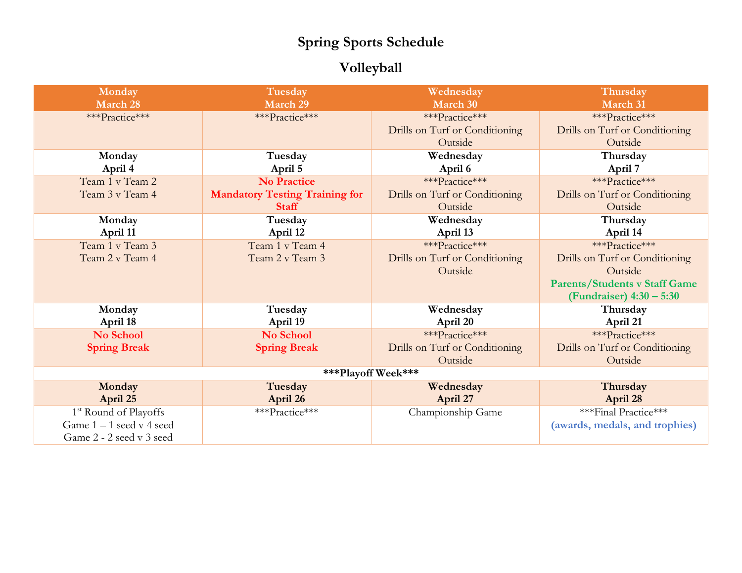# Spring Sports Schedule

## Volleyball

| Monday<br>March 28 | Tuesday<br>March 29 | Wednesday<br>March 30 | Thursday<br>March 31 |
|---|---|---|---|
| ***Practice*** | ***Practice*** | ***Practice***<br>Drills on Turf or Conditioning Outside | ***Practice***<br>Drills on Turf or Conditioning Outside |
| **Monday<br>April 4** | **Tuesday<br>April 5** | **Wednesday<br>April 6** | **Thursday<br>April 7** |
| Team 1 v Team 2<br>Team 3 v Team 4 | **No Practice<br>Mandatory Testing Training for Staff** | ***Practice***<br>Drills on Turf or Conditioning Outside | ***Practice***<br>Drills on Turf or Conditioning Outside |
| **Monday<br>April 11** | **Tuesday<br>April 12** | **Wednesday<br>April 13** | **Thursday<br>April 14** |
| Team 1 v Team 3<br>Team 2 v Team 4 | Team 1 v Team 4<br>Team 2 v Team 3 | ***Practice***<br>Drills on Turf or Conditioning Outside | ***Practice***<br>Drills on Turf or Conditioning Outside<br>**Parents/Students v Staff Game (Fundraiser) 4:30 – 5:30** |
| **Monday<br>April 18** | **Tuesday<br>April 19** | **Wednesday<br>April 20** | **Thursday<br>April 21** |
| **No School<br>Spring Break** | **No School<br>Spring Break** | ***Practice***<br>Drills on Turf or Conditioning Outside | ***Practice***<br>Drills on Turf or Conditioning Outside |
| ***Playoff Week*** | | | |
| **Monday<br>April 25** | **Tuesday<br>April 26** | **Wednesday<br>April 27** | **Thursday<br>April 28** |
| 1st Round of Playoffs<br>Game 1 – 1 seed v 4 seed<br>Game 2 - 2 seed v 3 seed | ***Practice*** | Championship Game | ***Final Practice***<br>**(awards, medals, and trophies)** |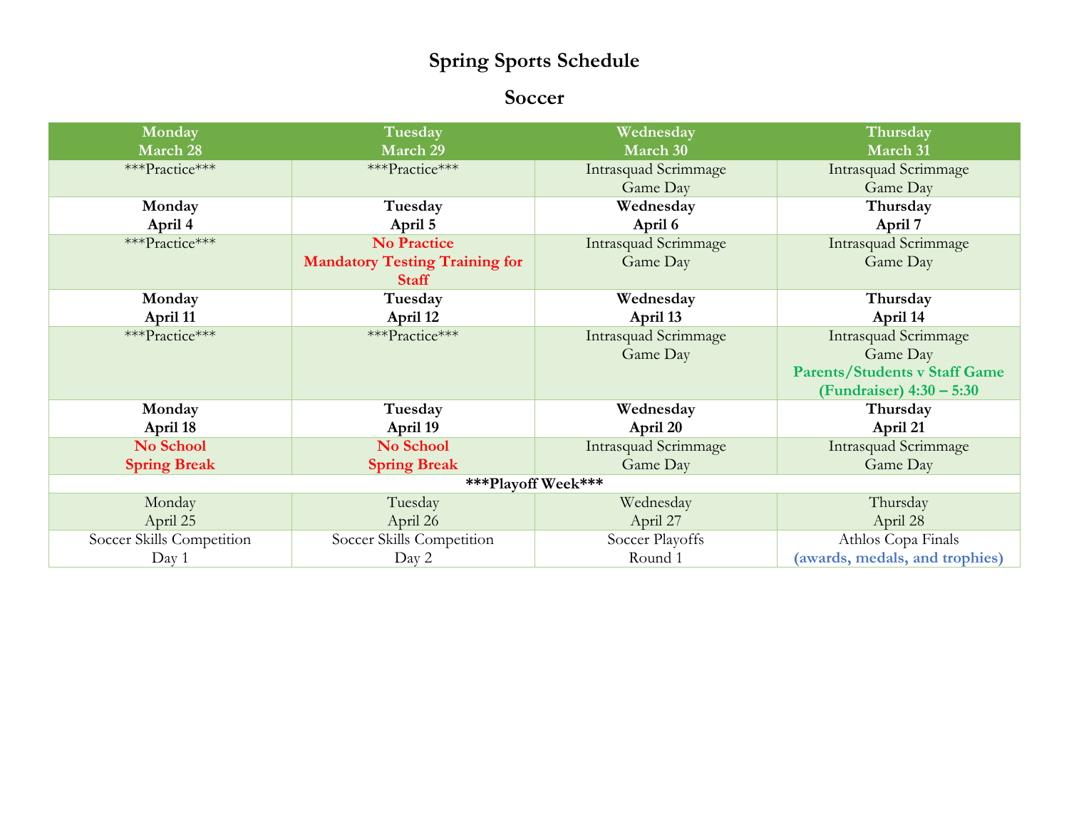# Spring Sports Schedule

## Soccer

| Monday<br>March 28 | Tuesday<br>March 29 | Wednesday<br>March 30 | Thursday<br>March 31 |
|---|---|---|---|
| ***Practice*** | ***Practice*** | Intrasquad Scrimmage<br>Game Day | Intrasquad Scrimmage<br>Game Day |
| **Monday<br>April 4** | **Tuesday<br>April 5** | **Wednesday<br>April 6** | **Thursday<br>April 7** |
| ***Practice*** | **No Practice<br>Mandatory Testing Training for Staff** | Intrasquad Scrimmage<br>Game Day | Intrasquad Scrimmage<br>Game Day |
| **Monday<br>April 11** | **Tuesday<br>April 12** | **Wednesday<br>April 13** | **Thursday<br>April 14** |
| ***Practice*** | ***Practice*** | Intrasquad Scrimmage<br>Game Day | Intrasquad Scrimmage<br>Game Day<br>**Parents/Students v Staff Game (Fundraiser) 4:30 – 5:30** |
| **Monday<br>April 18** | **Tuesday<br>April 19** | **Wednesday<br>April 20** | **Thursday<br>April 21** |
| **No School<br>Spring Break** | **No School<br>Spring Break** | Intrasquad Scrimmage<br>Game Day | Intrasquad Scrimmage<br>Game Day |
| **\*\*\*Playoff Week\*\*\*** | | | |
| Monday<br>April 25 | Tuesday<br>April 26 | Wednesday<br>April 27 | Thursday<br>April 28 |
| Soccer Skills Competition<br>Day 1 | Soccer Skills Competition<br>Day 2 | Soccer Playoffs<br>Round 1 | Athlos Copa Finals<br>**(awards, medals, and trophies)** |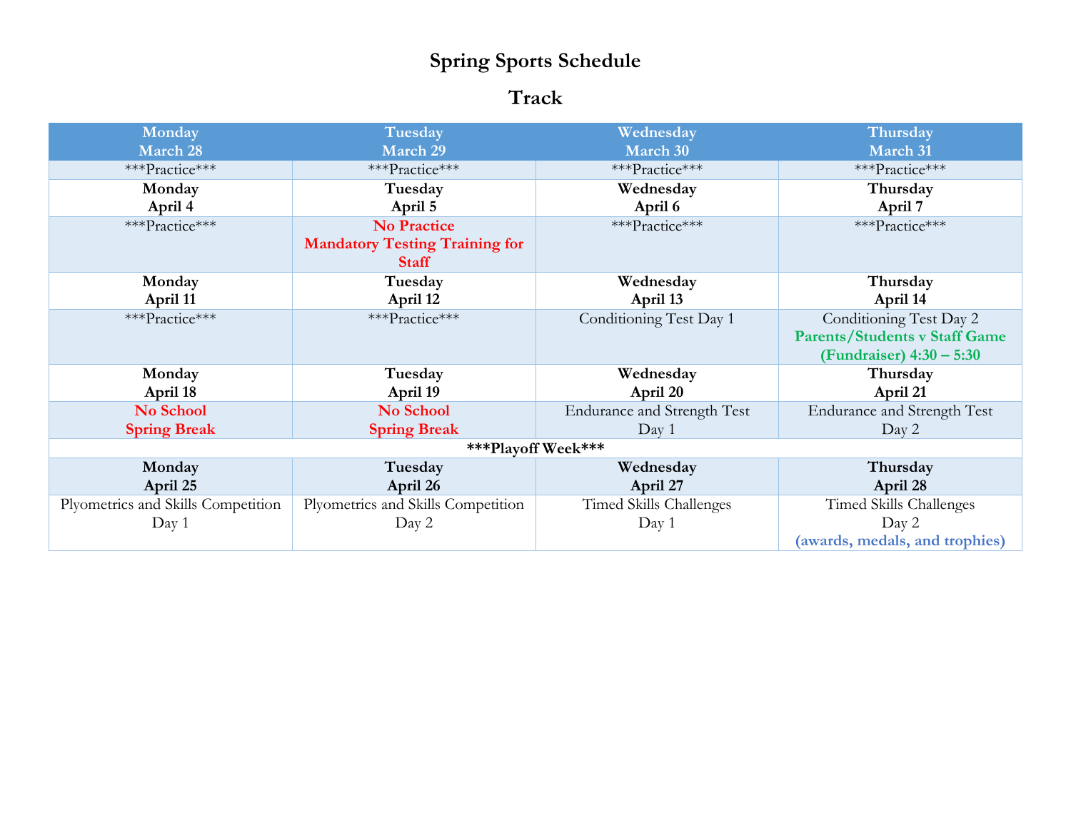# Spring Sports Schedule

## Track

| Monday<br>March 28 | Tuesday<br>March 29 | Wednesday<br>March 30 | Thursday<br>March 31 |
|---|---|---|---|
| ***Practice*** | ***Practice*** | ***Practice*** | ***Practice*** |
| **Monday<br>April 4** | **Tuesday<br>April 5** | **Wednesday<br>April 6** | **Thursday<br>April 7** |
| ***Practice*** | **No Practice<br>Mandatory Testing Training for Staff** | ***Practice*** | ***Practice*** |
| **Monday<br>April 11** | **Tuesday<br>April 12** | **Wednesday<br>April 13** | **Thursday<br>April 14** |
| ***Practice*** | ***Practice*** | Conditioning Test Day 1 | Conditioning Test Day 2<br>**Parents/Students v Staff Game (Fundraiser) 4:30 – 5:30** |
| **Monday<br>April 18** | **Tuesday<br>April 19** | **Wednesday<br>April 20** | **Thursday<br>April 21** |
| **No School<br>Spring Break** | **No School<br>Spring Break** | Endurance and Strength Test Day 1 | Endurance and Strength Test Day 2 |
| **\*\*\*Playoff Week\*\*\*** | | | |
| **Monday<br>April 25** | **Tuesday<br>April 26** | **Wednesday<br>April 27** | **Thursday<br>April 28** |
| Plyometrics and Skills Competition Day 1 | Plyometrics and Skills Competition Day 2 | Timed Skills Challenges Day 1 | Timed Skills Challenges Day 2<br>**(awards, medals, and trophies)** |